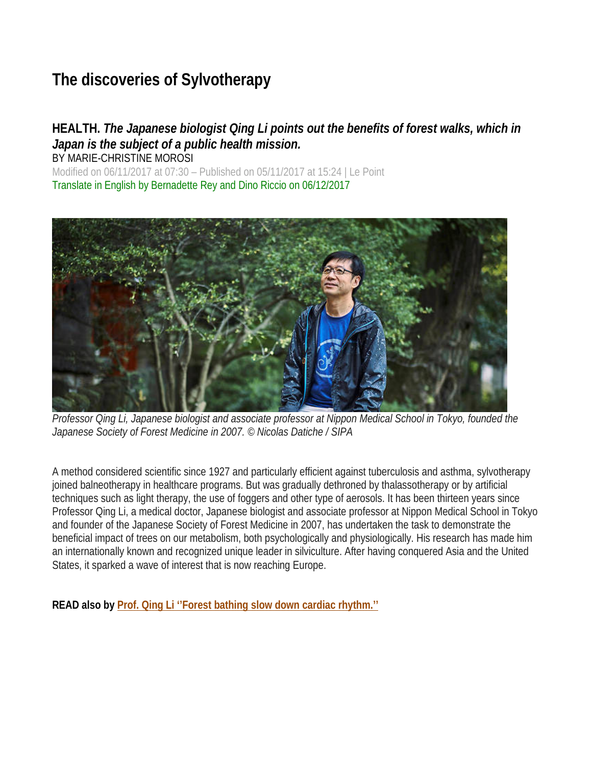# The discoveries of Sylvotherapy

## HEALTH. *The Japanese biologist Qing Li points out the benefits of forest walks, which in Japan is the subject of a public health mission.*

BY MARIE-CHRISTINE MOROSI

Modified on 06/11/2017 at 07:30 – Published on 05/11/2017 at 15:24 | Le Point

Translate in English by Bernadette Rey and Dino Riccio on 06/12/2017

*Professor Qing Li, Japanese biologist and associate professor at Nippon Medical School in Tokyo, founded the Japanese Society of Forest Medicine in 2007. © Nicolas Datiche / SIPA*

A method considered scientific since 1927 and particularly efficient against tuberculosis and asthma, sylvotherapy joined balneotherapy in healthcare programs. But was gradually dethroned by thalassotherapy or by artificial techniques such as light therapy, the use of foggers and other type of aerosols. It has been thirteen years since Professor Qing Li, a medical doctor, Japanese biologist and associate professor at Nippon Medical School in Tokyo and founder of the Japanese Society of Forest Medicine in 2007, has undertaken the task to demonstrate the beneficial impact of trees on our metabolism, both psychologically and physiologically. His research has made him an internationally known and recognized unique leader in silviculture. After having conquered Asia and the United States, it sparked a wave of interest that is now reaching Europe.

**READ also by Prof. Qing Li ''Forest bathing slow down cardiac rhythm.''**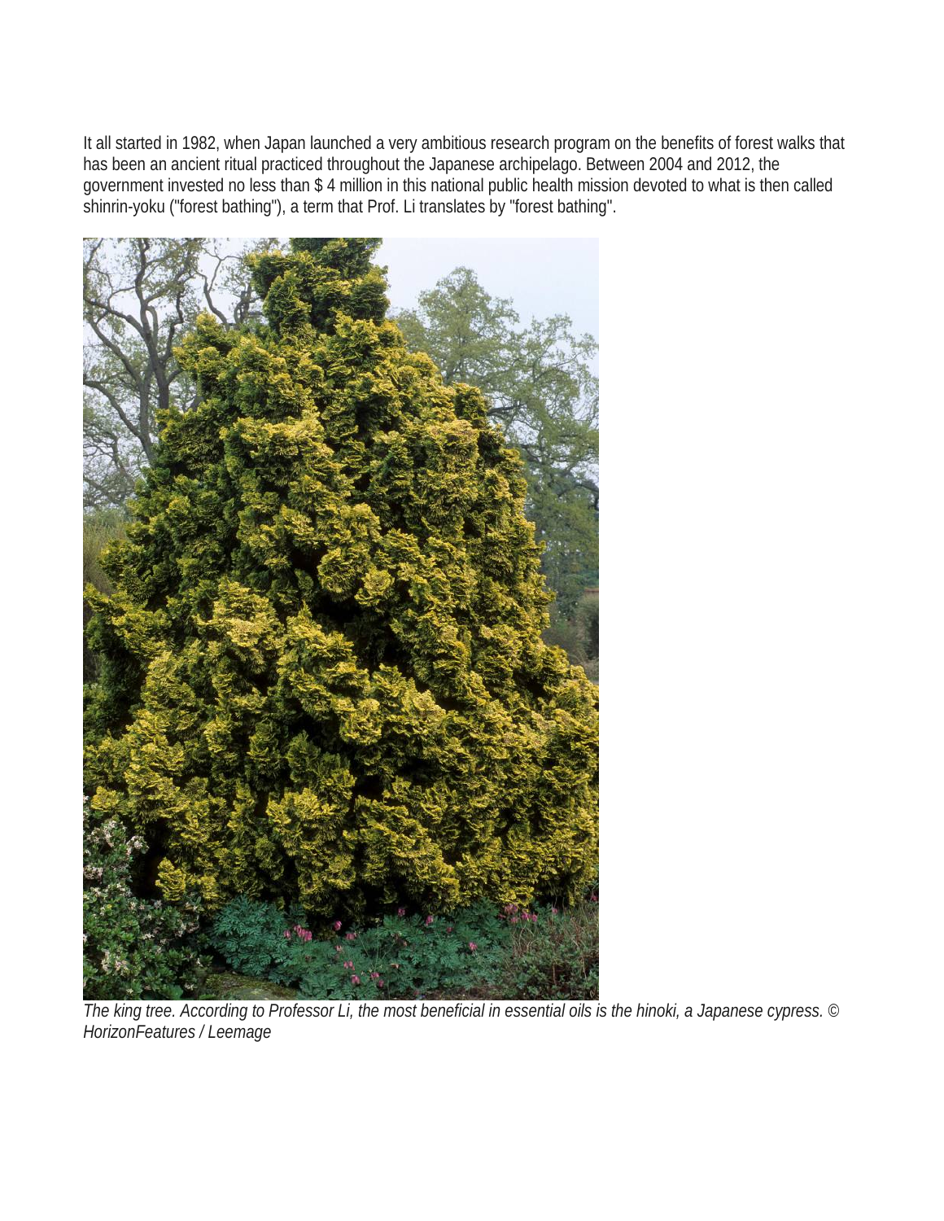It all started in 1982, when Japan launched a very ambitious research program on the benefits of forest walks that has been an ancient ritual practiced throughout the Japanese archipelago. Between 2004 and 2012, the government invested no less than $ 4 million in this national public health mission devoted to what is then called shinrin-yoku ("forest bathing"), a term that Prof. Li translates by "forest bathing".

*The king tree. According to Professor Li, the most beneficial in essential oils is the hinoki, a Japanese cypress. © HorizonFeatures / Leemage*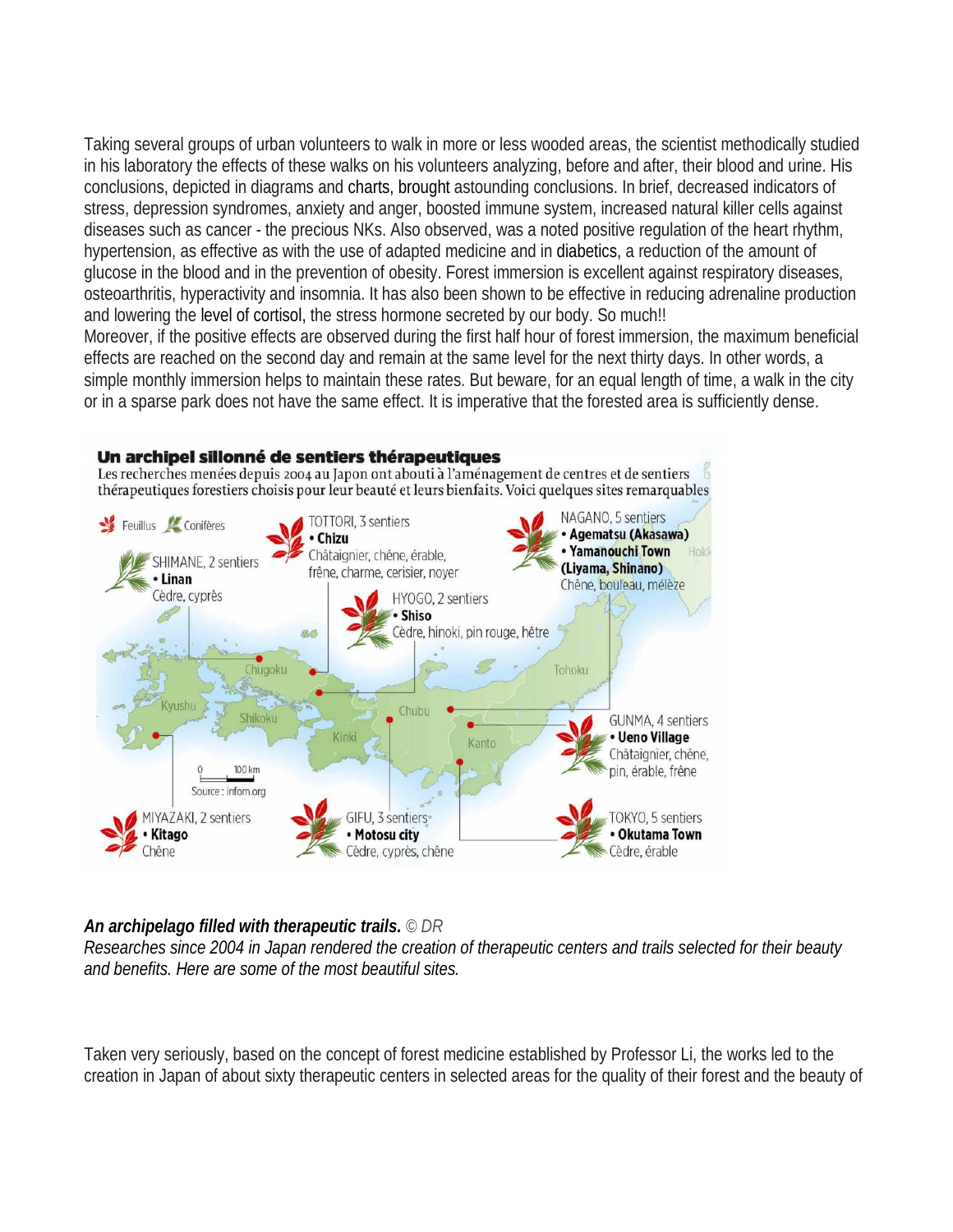Taking several groups of urban volunteers to walk in more or less wooded areas, the scientist methodically studied in his laboratory the effects of these walks on his volunteers analyzing, before and after, their blood and urine. His conclusions, depicted in diagrams and charts, brought astounding conclusions. In brief, decreased indicators of stress, depression syndromes, anxiety and anger, boosted immune system, increased natural killer cells against diseases such as cancer - the precious NKs. Also observed, was a noted positive regulation of the heart rhythm, hypertension, as effective as with the use of adapted medicine and in diabetics, a reduction of the amount of glucose in the blood and in the prevention of obesity. Forest immersion is excellent against respiratory diseases, osteoarthritis, hyperactivity and insomnia. It has also been shown to be effective in reducing adrenaline production and lowering the level of cortisol, the stress hormone secreted by our body. So much!!
Moreover, if the positive effects are observed during the first half hour of forest immersion, the maximum beneficial effects are reached on the second day and remain at the same level for the next thirty days. In other words, a simple monthly immersion helps to maintain these rates. But beware, for an equal length of time, a walk in the city or in a sparse park does not have the same effect. It is imperative that the forested area is sufficiently dense.

**Un archipel sillonné de sentiers thérapeutiques**

Les recherches menées depuis 2004 au Japon ont abouti à l'aménagement de centres et de sentiers thérapeutiques forestiers choisis pour leur beauté et leurs bienfaits. Voici quelques sites remarquables

Feuillus / Conifères

- SHIMANE, 2 sentiers • **Linan** — Cèdre, cyprès
- TOTTORI, 3 sentiers • **Chizu** — Châtaignier, chêne, érable, frêne, charme, cerisier, noyer
- NAGANO, 5 sentiers • **Agematsu (Akasawa)** • **Yamanouchi Town (Liyama, Shinano)** — Chêne, bouleau, mélèze
- HYOGO, 2 sentiers • **Shiso** — Cèdre, hinoki, pin rouge, hêtre
- GUNMA, 4 sentiers • **Ueno Village** — Châtaignier, chêne, pin, érable, frêne
- MIYAZAKI, 2 sentiers • **Kitago** — Chêne
- GIFU, 3 sentiers • **Motosu city** — Cèdre, cyprès, chêne
- TOKYO, 5 sentiers • **Okutama Town** — Cèdre, érable

Source : infom.org

***An archipelago filled with therapeutic trails.*** *© DR*
*Researches since 2004 in Japan rendered the creation of therapeutic centers and trails selected for their beauty and benefits. Here are some of the most beautiful sites.*

Taken very seriously, based on the concept of forest medicine established by Professor Li, the works led to the creation in Japan of about sixty therapeutic centers in selected areas for the quality of their forest and the beauty of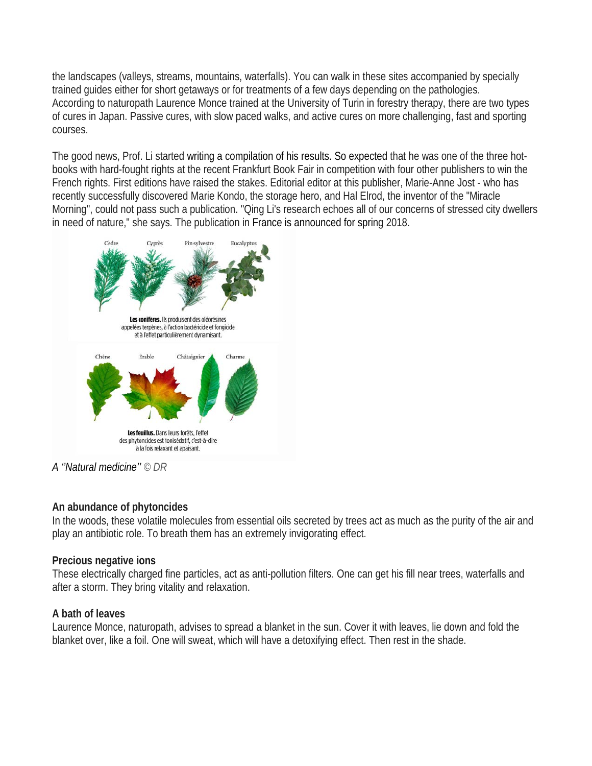the landscapes (valleys, streams, mountains, waterfalls). You can walk in these sites accompanied by specially trained guides either for short getaways or for treatments of a few days depending on the pathologies. According to naturopath Laurence Monce trained at the University of Turin in forestry therapy, there are two types of cures in Japan. Passive cures, with slow paced walks, and active cures on more challenging, fast and sporting courses.

The good news, Prof. Li started writing a compilation of his results. So expected that he was one of the three hot-books with hard-fought rights at the recent Frankfurt Book Fair in competition with four other publishers to win the French rights. First editions have raised the stakes. Editorial editor at this publisher, Marie-Anne Jost - who has recently successfully discovered Marie Kondo, the storage hero, and Hal Elrod, the inventor of the "Miracle Morning", could not pass such a publication. "Qing Li's research echoes all of our concerns of stressed city dwellers in need of nature," she says. The publication in France is announced for spring 2018.

Cèdre Cyprès Pin sylvestre Eucalyptus

**Les conifères.** Ils produisent des oléorésines appelées terpènes, à l'action bactéricide et fongicide et à l'effet particulièrement dynamisant.

Chêne Erable Châtaignier Charme

**Les feuillus.** Dans leurs forêts, l'effet des phytoncides est tonisédatif, c'est-à-dire à la fois relaxant et apaisant.

*A ''Natural medicine''* © DR

**An abundance of phytoncides**
In the woods, these volatile molecules from essential oils secreted by trees act as much as the purity of the air and play an antibiotic role. To breath them has an extremely invigorating effect.

**Precious negative ions**
These electrically charged fine particles, act as anti-pollution filters. One can get his fill near trees, waterfalls and after a storm. They bring vitality and relaxation.

**A bath of leaves**
Laurence Monce, naturopath, advises to spread a blanket in the sun. Cover it with leaves, lie down and fold the blanket over, like a foil. One will sweat, which will have a detoxifying effect. Then rest in the shade.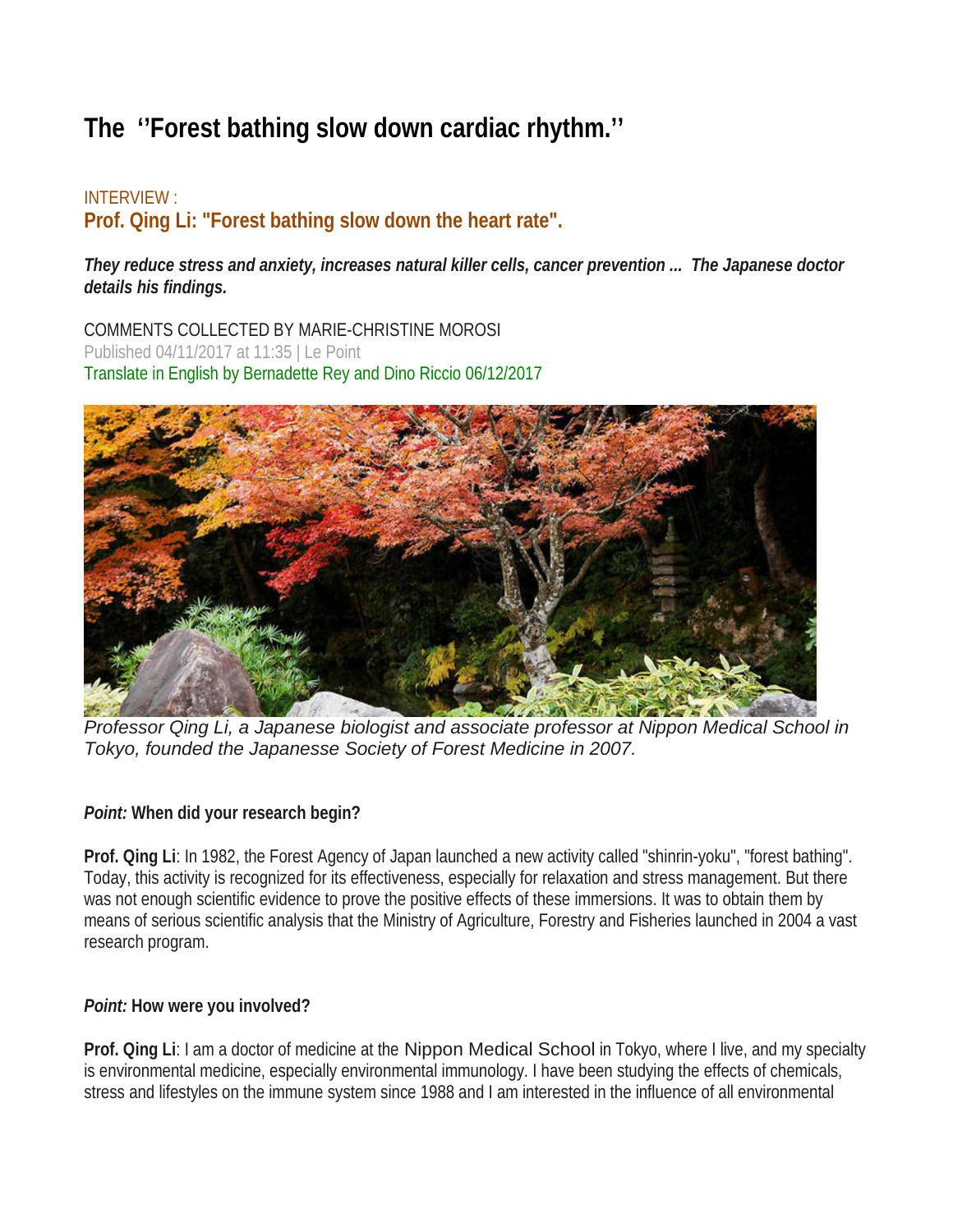# The ''Forest bathing slow down cardiac rhythm.''

INTERVIEW :

**Prof. Qing Li: "Forest bathing slow down the heart rate".**

***They reduce stress and anxiety, increases natural killer cells, cancer prevention ... The Japanese doctor details his findings.***

COMMENTS COLLECTED BY MARIE-CHRISTINE MOROSI

Published 04/11/2017 at 11:35 | Le Point

Translate in English by Bernadette Rey and Dino Riccio 06/12/2017

*Professor Qing Li, a Japanese biologist and associate professor at Nippon Medical School in Tokyo, founded the Japanesse Society of Forest Medicine in 2007.*

***Point:* When did your research begin?**

**Prof. Qing Li**: In 1982, the Forest Agency of Japan launched a new activity called "shinrin-yoku", "forest bathing". Today, this activity is recognized for its effectiveness, especially for relaxation and stress management. But there was not enough scientific evidence to prove the positive effects of these immersions. It was to obtain them by means of serious scientific analysis that the Ministry of Agriculture, Forestry and Fisheries launched in 2004 a vast research program.

***Point:* How were you involved?**

**Prof. Qing Li**: I am a doctor of medicine at the Nippon Medical School in Tokyo, where I live, and my specialty is environmental medicine, especially environmental immunology. I have been studying the effects of chemicals, stress and lifestyles on the immune system since 1988 and I am interested in the influence of all environmental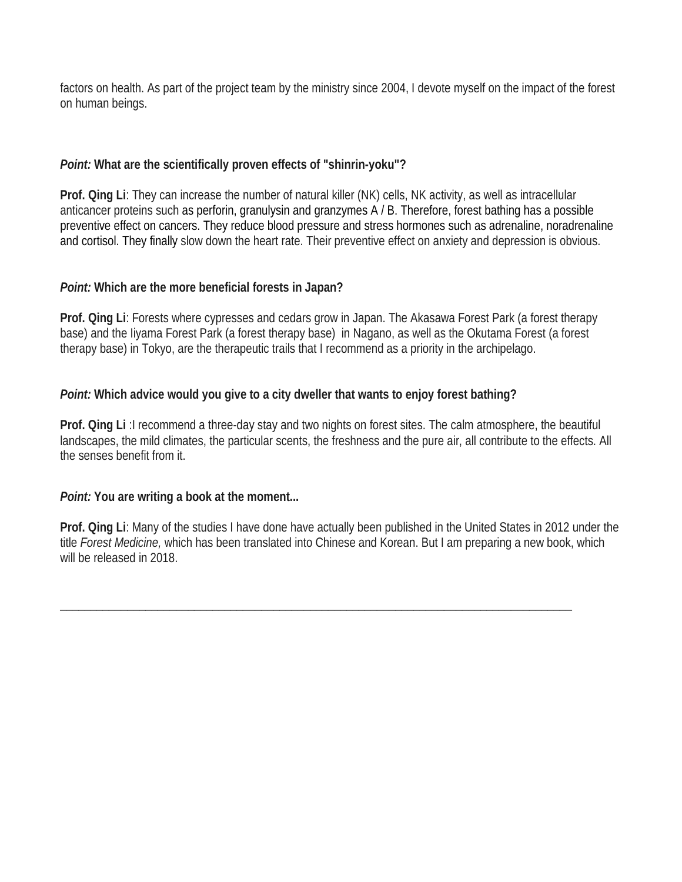factors on health. As part of the project team by the ministry since 2004, I devote myself on the impact of the forest on human beings.

***Point:*** **What are the scientifically proven effects of "shinrin-yoku"?**

**Prof. Qing Li**: They can increase the number of natural killer (NK) cells, NK activity, as well as intracellular anticancer proteins such as perforin, granulysin and granzymes A / B. Therefore, forest bathing has a possible preventive effect on cancers. They reduce blood pressure and stress hormones such as adrenaline, noradrenaline and cortisol. They finally slow down the heart rate. Their preventive effect on anxiety and depression is obvious.

***Point:*** **Which are the more beneficial forests in Japan?**

**Prof. Qing Li**: Forests where cypresses and cedars grow in Japan. The Akasawa Forest Park (a forest therapy base) and the Iiyama Forest Park (a forest therapy base) in Nagano, as well as the Okutama Forest (a forest therapy base) in Tokyo, are the therapeutic trails that I recommend as a priority in the archipelago.

***Point:*** **Which advice would you give to a city dweller that wants to enjoy forest bathing?**

**Prof. Qing Li** :I recommend a three-day stay and two nights on forest sites. The calm atmosphere, the beautiful landscapes, the mild climates, the particular scents, the freshness and the pure air, all contribute to the effects. All the senses benefit from it.

***Point:*** **You are writing a book at the moment...**

**Prof. Qing Li**: Many of the studies I have done have actually been published in the United States in 2012 under the title *Forest Medicine,* which has been translated into Chinese and Korean. But I am preparing a new book, which will be released in 2018.

---